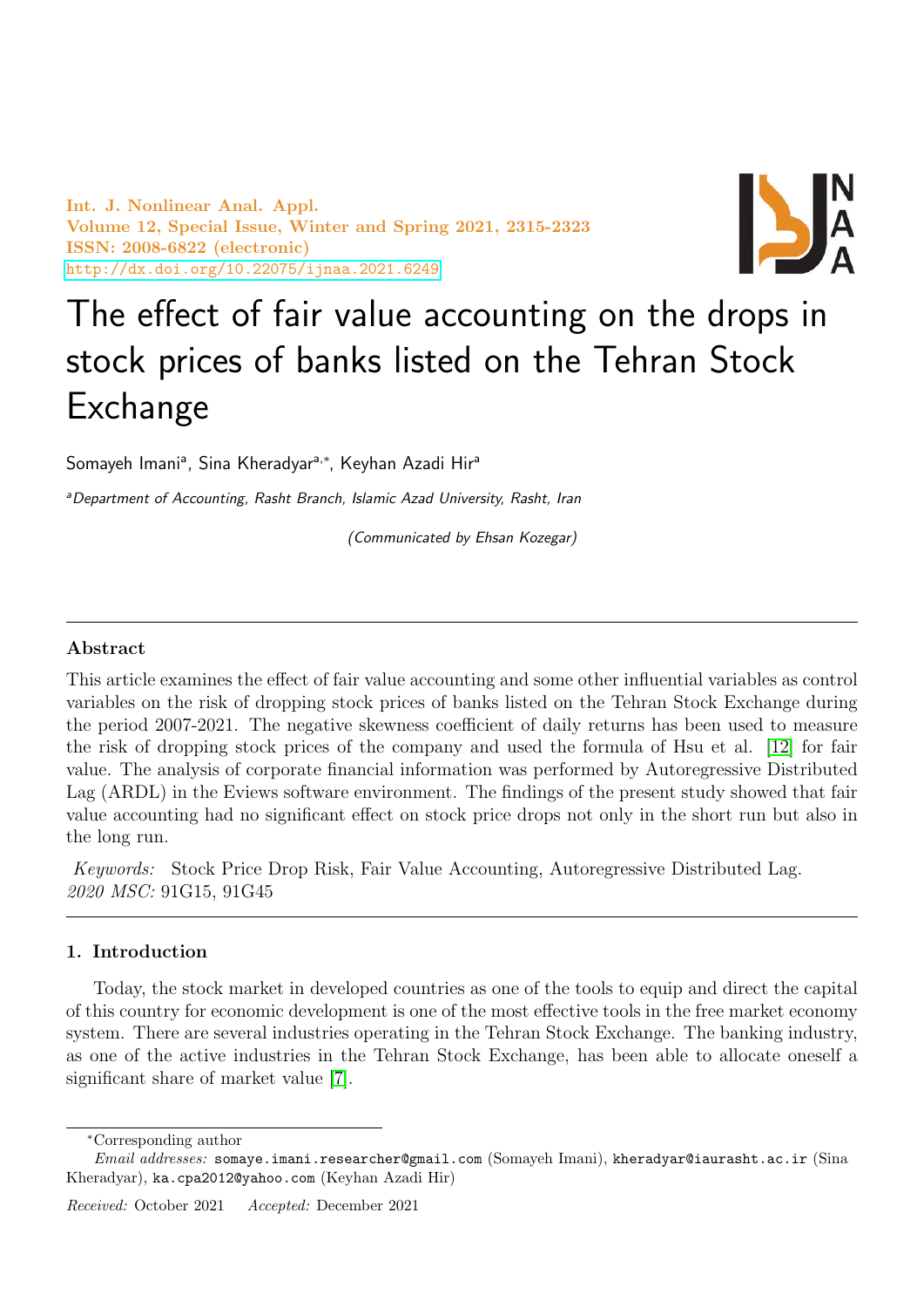# The effect of fair value accounting on the drops in stock prices of banks listed on the Tehran Stock Exchange

Somayeh Imani[a], Sina Kheradyar[a,*], Keyhan Azadi Hir[a]

[a]*Department of Accounting, Rasht Branch, Islamic Azad University, Rasht, Iran*

*(Communicated by Ehsan Kozegar)*

## Abstract

This article examines the effect of fair value accounting and some other influential variables as control variables on the risk of dropping stock prices of banks listed on the Tehran Stock Exchange during the period 2007-2021. The negative skewness coefficient of daily returns has been used to measure the risk of dropping stock prices of the company and used the formula of Hsu et al. [12] for fair value. The analysis of corporate financial information was performed by Autoregressive Distributed Lag (ARDL) in the Eviews software environment. The findings of the present study showed that fair value accounting had no significant effect on stock price drops not only in the short run but also in the long run.

*Keywords:* Stock Price Drop Risk, Fair Value Accounting, Autoregressive Distributed Lag.
*2020 MSC:* 91G15, 91G45

## 1. Introduction

Today, the stock market in developed countries as one of the tools to equip and direct the capital of this country for economic development is one of the most effective tools in the free market economy system. There are several industries operating in the Tehran Stock Exchange. The banking industry, as one of the active industries in the Tehran Stock Exchange, has been able to allocate oneself a significant share of market value [7].

*Corresponding author

*Email addresses:* somaye.imani.researcher@gmail.com (Somayeh Imani), kheradyar@iaurasht.ac.ir (Sina Kheradyar), ka.cpa2012@yahoo.com (Keyhan Azadi Hir)

*Received:* October 2021 *Accepted:* December 2021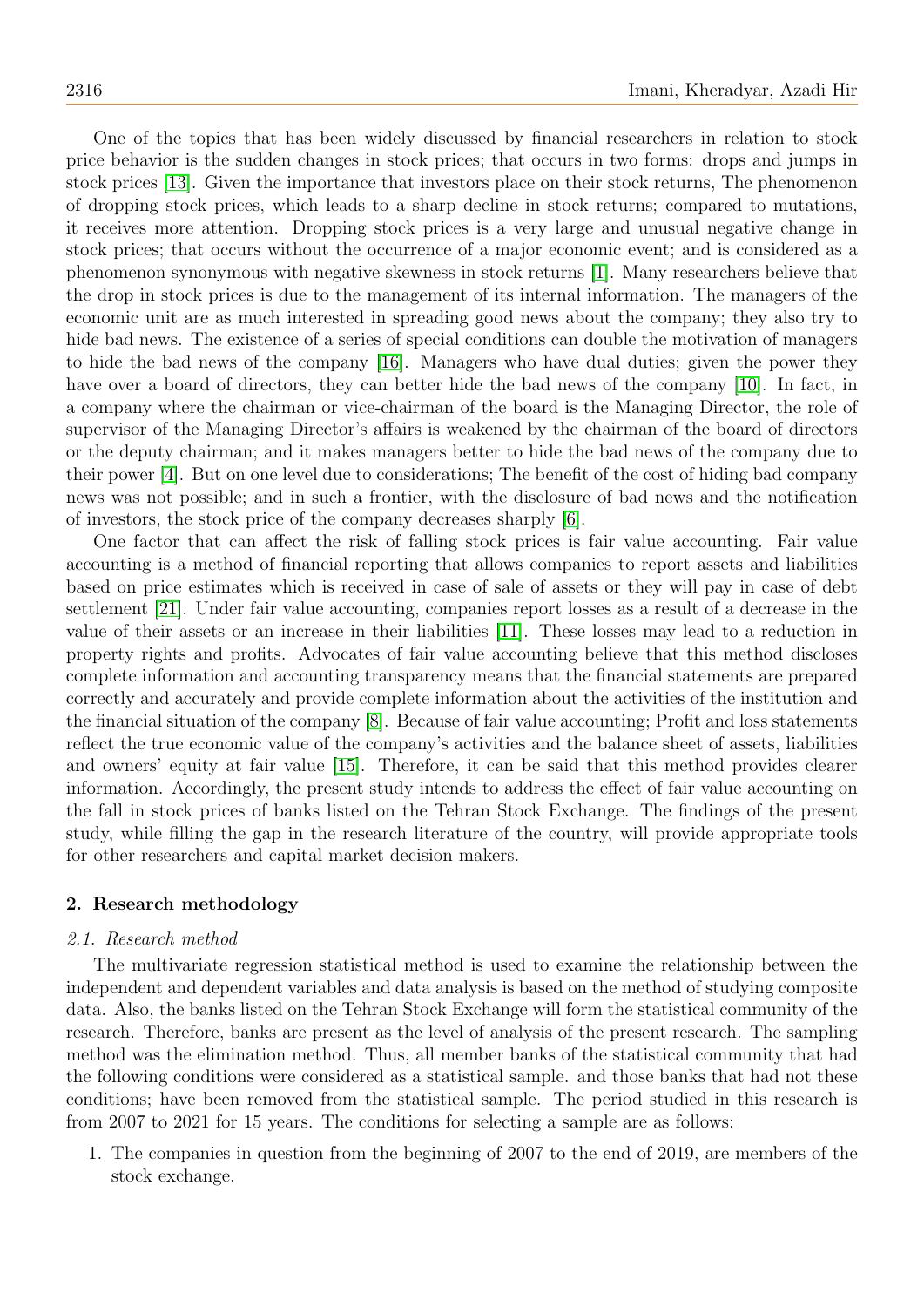One of the topics that has been widely discussed by financial researchers in relation to stock price behavior is the sudden changes in stock prices; that occurs in two forms: drops and jumps in stock prices [13]. Given the importance that investors place on their stock returns, The phenomenon of dropping stock prices, which leads to a sharp decline in stock returns; compared to mutations, it receives more attention. Dropping stock prices is a very large and unusual negative change in stock prices; that occurs without the occurrence of a major economic event; and is considered as a phenomenon synonymous with negative skewness in stock returns [1]. Many researchers believe that the drop in stock prices is due to the management of its internal information. The managers of the economic unit are as much interested in spreading good news about the company; they also try to hide bad news. The existence of a series of special conditions can double the motivation of managers to hide the bad news of the company [16]. Managers who have dual duties; given the power they have over a board of directors, they can better hide the bad news of the company [10]. In fact, in a company where the chairman or vice-chairman of the board is the Managing Director, the role of supervisor of the Managing Director's affairs is weakened by the chairman of the board of directors or the deputy chairman; and it makes managers better to hide the bad news of the company due to their power [4]. But on one level due to considerations; The benefit of the cost of hiding bad company news was not possible; and in such a frontier, with the disclosure of bad news and the notification of investors, the stock price of the company decreases sharply [6].

One factor that can affect the risk of falling stock prices is fair value accounting. Fair value accounting is a method of financial reporting that allows companies to report assets and liabilities based on price estimates which is received in case of sale of assets or they will pay in case of debt settlement [21]. Under fair value accounting, companies report losses as a result of a decrease in the value of their assets or an increase in their liabilities [11]. These losses may lead to a reduction in property rights and profits. Advocates of fair value accounting believe that this method discloses complete information and accounting transparency means that the financial statements are prepared correctly and accurately and provide complete information about the activities of the institution and the financial situation of the company [8]. Because of fair value accounting; Profit and loss statements reflect the true economic value of the company's activities and the balance sheet of assets, liabilities and owners' equity at fair value [15]. Therefore, it can be said that this method provides clearer information. Accordingly, the present study intends to address the effect of fair value accounting on the fall in stock prices of banks listed on the Tehran Stock Exchange. The findings of the present study, while filling the gap in the research literature of the country, will provide appropriate tools for other researchers and capital market decision makers.

## 2. Research methodology

### *2.1. Research method*

The multivariate regression statistical method is used to examine the relationship between the independent and dependent variables and data analysis is based on the method of studying composite data. Also, the banks listed on the Tehran Stock Exchange will form the statistical community of the research. Therefore, banks are present as the level of analysis of the present research. The sampling method was the elimination method. Thus, all member banks of the statistical community that had the following conditions were considered as a statistical sample. and those banks that had not these conditions; have been removed from the statistical sample. The period studied in this research is from 2007 to 2021 for 15 years. The conditions for selecting a sample are as follows:

1. The companies in question from the beginning of 2007 to the end of 2019, are members of the stock exchange.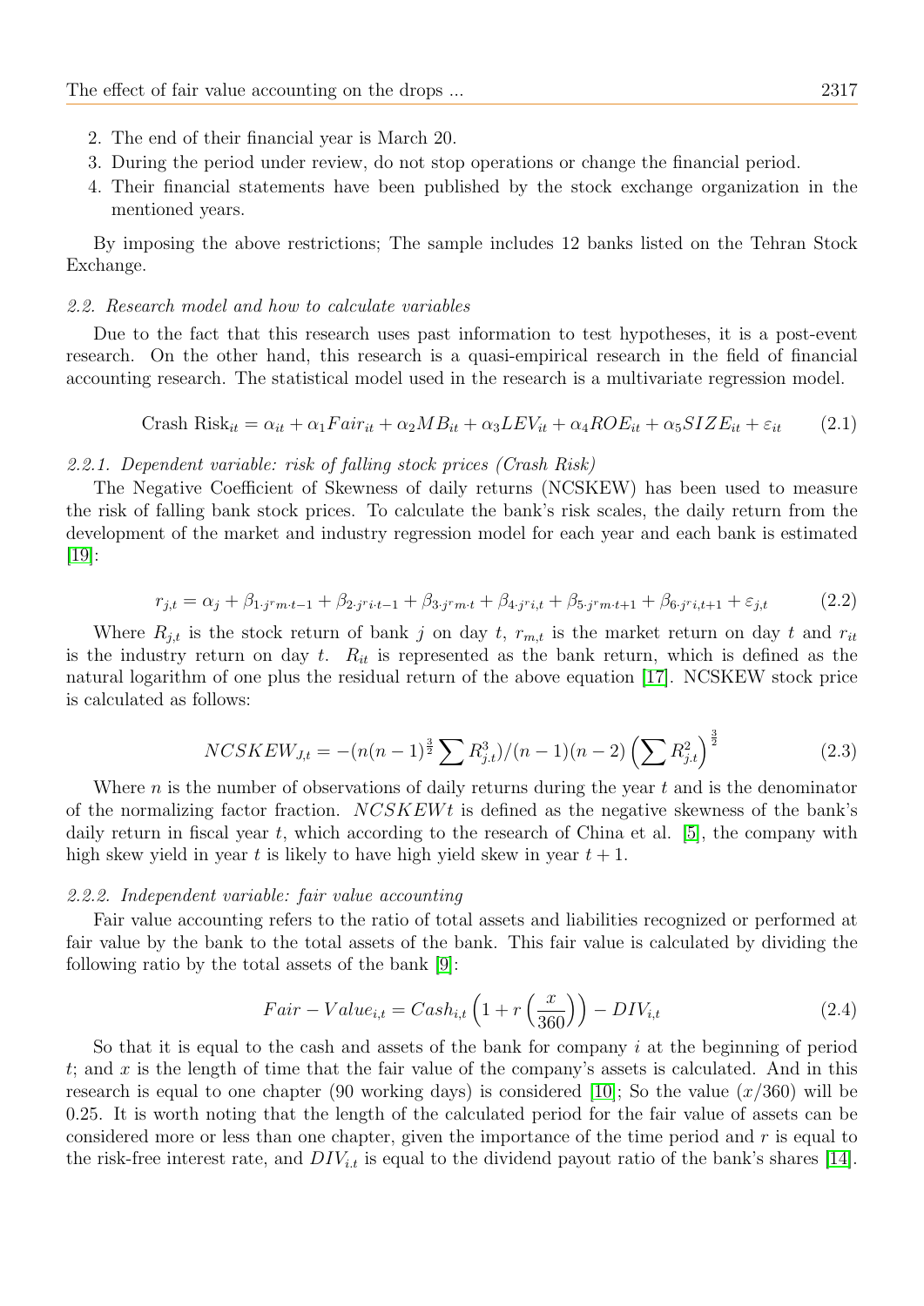2. The end of their financial year is March 20.
3. During the period under review, do not stop operations or change the financial period.
4. Their financial statements have been published by the stock exchange organization in the mentioned years.

By imposing the above restrictions; The sample includes 12 banks listed on the Tehran Stock Exchange.

### *2.2. Research model and how to calculate variables*

Due to the fact that this research uses past information to test hypotheses, it is a post-event research. On the other hand, this research is a quasi-empirical research in the field of financial accounting research. The statistical model used in the research is a multivariate regression model.

$$\text{Crash Risk}_{it} = \alpha_{it} + \alpha_1 Fair_{it} + \alpha_2 MB_{it} + \alpha_3 LEV_{it} + \alpha_4 ROE_{it} + \alpha_5 SIZE_{it} + \varepsilon_{it} \tag{2.1}$$

#### *2.2.1. Dependent variable: risk of falling stock prices (Crash Risk)*

The Negative Coefficient of Skewness of daily returns (NCSKEW) has been used to measure the risk of falling bank stock prices. To calculate the bank's risk scales, the daily return from the development of the market and industry regression model for each year and each bank is estimated [19]:

$$r_{j,t} = \alpha_j + \beta_{1\cdot j} r_{m\cdot t-1} + \beta_{2\cdot j} r_{i\cdot t-1} + \beta_{3\cdot j} r_{m\cdot t} + \beta_{4\cdot j} r_{i,t} + \beta_{5\cdot j} r_{m\cdot t+1} + \beta_{6\cdot j} r_{i,t+1} + \varepsilon_{j,t} \tag{2.2}$$

Where $R_{j,t}$ is the stock return of bank $j$ on day $t$, $r_{m,t}$ is the market return on day $t$ and $r_{it}$ is the industry return on day $t$. $R_{it}$ is represented as the bank return, which is defined as the natural logarithm of one plus the residual return of the above equation [17]. NCSKEW stock price is calculated as follows:

$$NCSKEW_{J,t} = -(n(n-1)^{\frac{3}{2}} \sum R^3_{j.t})/(n-1)(n-2)\left(\sum R^2_{j.t}\right)^{\frac{3}{2}} \tag{2.3}$$

Where $n$ is the number of observations of daily returns during the year $t$ and is the denominator of the normalizing factor fraction. $NCSKEWt$ is defined as the negative skewness of the bank's daily return in fiscal year $t$, which according to the research of China et al. [5], the company with high skew yield in year $t$ is likely to have high yield skew in year $t+1$.

#### *2.2.2. Independent variable: fair value accounting*

Fair value accounting refers to the ratio of total assets and liabilities recognized or performed at fair value by the bank to the total assets of the bank. This fair value is calculated by dividing the following ratio by the total assets of the bank [9]:

$$Fair - Value_{i,t} = Cash_{i,t}\left(1 + r\left(\frac{x}{360}\right)\right) - DIV_{i,t} \tag{2.4}$$

So that it is equal to the cash and assets of the bank for company $i$ at the beginning of period $t$; and $x$ is the length of time that the fair value of the company's assets is calculated. And in this research is equal to one chapter (90 working days) is considered [10]; So the value $(x/360)$ will be 0.25. It is worth noting that the length of the calculated period for the fair value of assets can be considered more or less than one chapter, given the importance of the time period and $r$ is equal to the risk-free interest rate, and $DIV_{i.t}$ is equal to the dividend payout ratio of the bank's shares [14].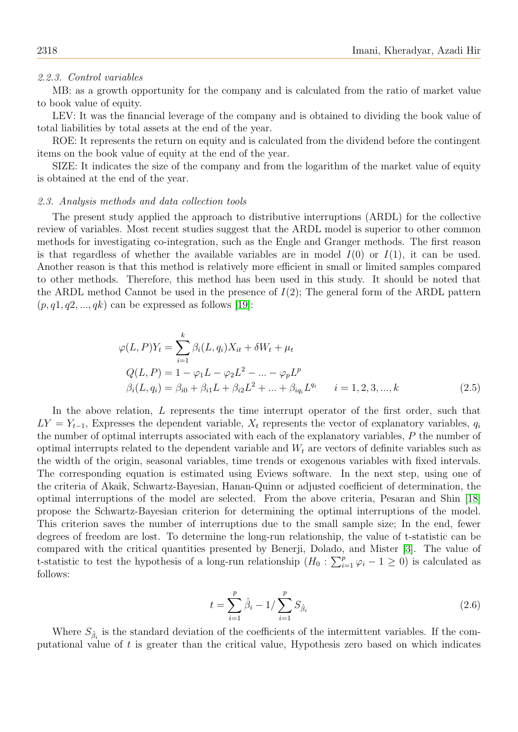#### 2.2.3. Control variables

MB: as a growth opportunity for the company and is calculated from the ratio of market value to book value of equity.

LEV: It was the financial leverage of the company and is obtained to dividing the book value of total liabilities by total assets at the end of the year.

ROE: It represents the return on equity and is calculated from the dividend before the contingent items on the book value of equity at the end of the year.

SIZE: It indicates the size of the company and from the logarithm of the market value of equity is obtained at the end of the year.

### 2.3. Analysis methods and data collection tools

The present study applied the approach to distributive interruptions (ARDL) for the collective review of variables. Most recent studies suggest that the ARDL model is superior to other common methods for investigating co-integration, such as the Engle and Granger methods. The first reason is that regardless of whether the available variables are in model $I(0)$ or $I(1)$, it can be used. Another reason is that this method is relatively more efficient in small or limited samples compared to other methods. Therefore, this method has been used in this study. It should be noted that the ARDL method Cannot be used in the presence of $I(2)$; The general form of the ARDL pattern $(p, q1, q2, ..., qk)$ can be expressed as follows [19]:

$$\begin{aligned}
\varphi(L,P)Y_t &= \sum_{i=1}^{k} \beta_i(L,q_i)X_{it} + \delta W_t + \mu_t \\
Q(L,P) &= 1 - \varphi_1 L - \varphi_2 L^2 - ... - \varphi_p L^p \\
\beta_i(L,q_i) &= \beta_{i0} + \beta_{i1}L + \beta_{i2}L^2 + ... + \beta_{iq_i}L^{q_i} \qquad i = 1,2,3,...,k
\end{aligned} \tag{2.5}$$

In the above relation, $L$ represents the time interrupt operator of the first order, such that $LY = Y_{t-1}$, Expresses the dependent variable, $X_t$ represents the vector of explanatory variables, $q_i$ the number of optimal interrupts associated with each of the explanatory variables, $P$ the number of optimal interrupts related to the dependent variable and $W_t$ are vectors of definite variables such as the width of the origin, seasonal variables, time trends or exogenous variables with fixed intervals. The corresponding equation is estimated using Eviews software. In the next step, using one of the criteria of Akaik, Schwartz-Bayesian, Hanan-Quinn or adjusted coefficient of determination, the optimal interruptions of the model are selected. From the above criteria, Pesaran and Shin [18] propose the Schwartz-Bayesian criterion for determining the optimal interruptions of the model. This criterion saves the number of interruptions due to the small sample size; In the end, fewer degrees of freedom are lost. To determine the long-run relationship, the value of t-statistic can be compared with the critical quantities presented by Benerji, Dolado, and Mister [3]. The value of t-statistic to test the hypothesis of a long-run relationship ($H_0 : \sum_{i=1}^{p} \varphi_i - 1 \geq 0$) is calculated as follows:

$$t = \sum_{i=1}^{p} \hat{\beta}_i - 1 / \sum_{i=1}^{p} S_{\hat{\beta}_i} \tag{2.6}$$

Where $S_{\hat{\beta}_i}$ is the standard deviation of the coefficients of the intermittent variables. If the computational value of $t$ is greater than the critical value, Hypothesis zero based on which indicates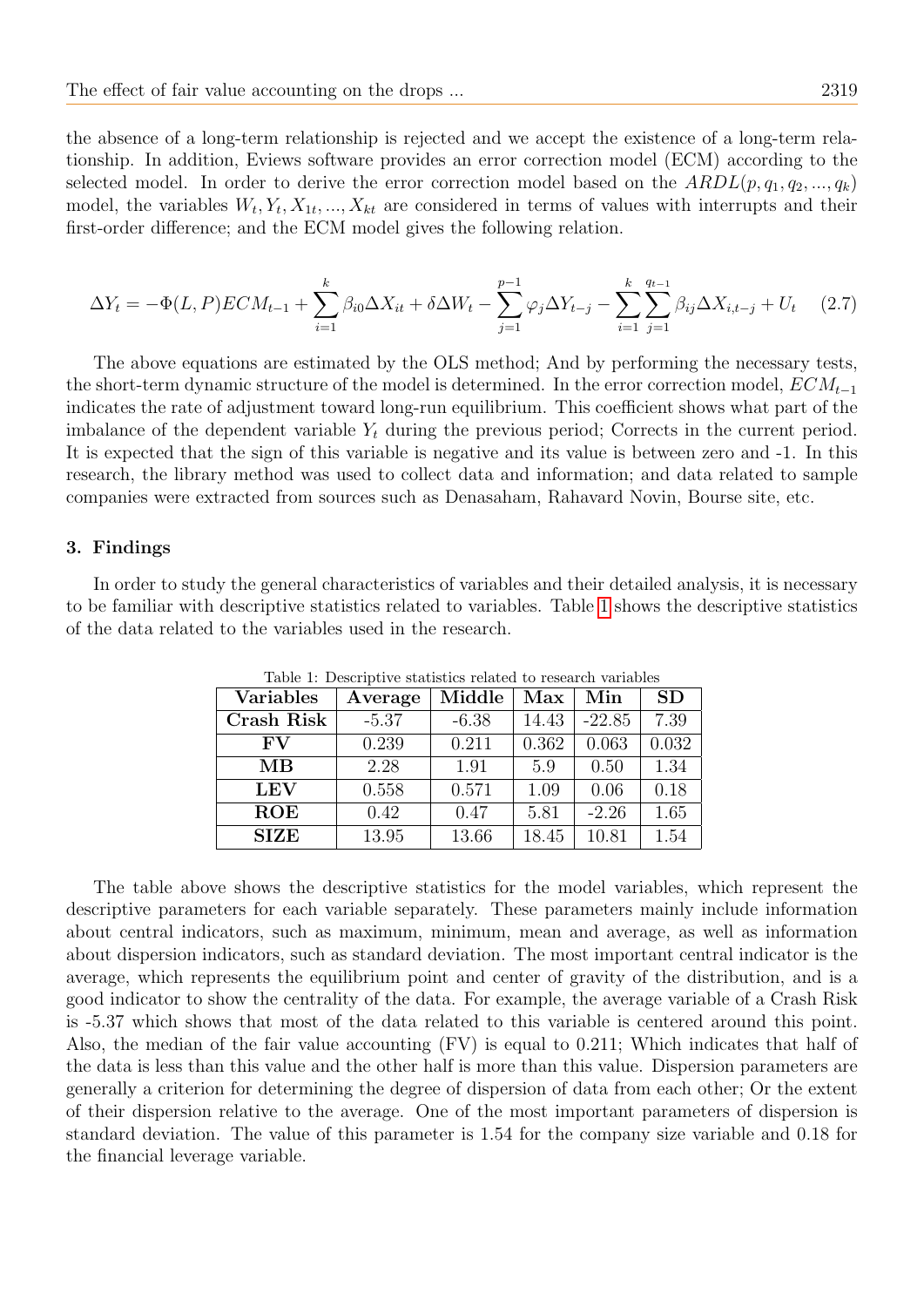the absence of a long-term relationship is rejected and we accept the existence of a long-term relationship. In addition, Eviews software provides an error correction model (ECM) according to the selected model. In order to derive the error correction model based on the $ARDL(p, q_1, q_2, ..., q_k)$ model, the variables $W_t, Y_t, X_{1t}, ..., X_{kt}$ are considered in terms of values with interrupts and their first-order difference; and the ECM model gives the following relation.

$$\Delta Y_t = -\Phi(L, P)ECM_{t-1} + \sum_{i=1}^{k} \beta_{i0}\Delta X_{it} + \delta \Delta W_t - \sum_{j=1}^{p-1} \varphi_j \Delta Y_{t-j} - \sum_{i=1}^{k} \sum_{j=1}^{q_{t-1}} \beta_{ij} \Delta X_{i,t-j} + U_t \quad (2.7)$$

The above equations are estimated by the OLS method; And by performing the necessary tests, the short-term dynamic structure of the model is determined. In the error correction model, $ECM_{t-1}$ indicates the rate of adjustment toward long-run equilibrium. This coefficient shows what part of the imbalance of the dependent variable $Y_t$ during the previous period; Corrects in the current period. It is expected that the sign of this variable is negative and its value is between zero and -1. In this research, the library method was used to collect data and information; and data related to sample companies were extracted from sources such as Denasaham, Rahavard Novin, Bourse site, etc.

## 3. Findings

In order to study the general characteristics of variables and their detailed analysis, it is necessary to be familiar with descriptive statistics related to variables. Table 1 shows the descriptive statistics of the data related to the variables used in the research.

Table 1: Descriptive statistics related to research variables

| Variables | Average | Middle | Max | Min | SD |
|---|---|---|---|---|---|
| **Crash Risk** | -5.37 | -6.38 | 14.43 | -22.85 | 7.39 |
| **FV** | 0.239 | 0.211 | 0.362 | 0.063 | 0.032 |
| **MB** | 2.28 | 1.91 | 5.9 | 0.50 | 1.34 |
| **LEV** | 0.558 | 0.571 | 1.09 | 0.06 | 0.18 |
| **ROE** | 0.42 | 0.47 | 5.81 | -2.26 | 1.65 |
| **SIZE** | 13.95 | 13.66 | 18.45 | 10.81 | 1.54 |

The table above shows the descriptive statistics for the model variables, which represent the descriptive parameters for each variable separately. These parameters mainly include information about central indicators, such as maximum, minimum, mean and average, as well as information about dispersion indicators, such as standard deviation. The most important central indicator is the average, which represents the equilibrium point and center of gravity of the distribution, and is a good indicator to show the centrality of the data. For example, the average variable of a Crash Risk is -5.37 which shows that most of the data related to this variable is centered around this point. Also, the median of the fair value accounting (FV) is equal to 0.211; Which indicates that half of the data is less than this value and the other half is more than this value. Dispersion parameters are generally a criterion for determining the degree of dispersion of data from each other; Or the extent of their dispersion relative to the average. One of the most important parameters of dispersion is standard deviation. The value of this parameter is 1.54 for the company size variable and 0.18 for the financial leverage variable.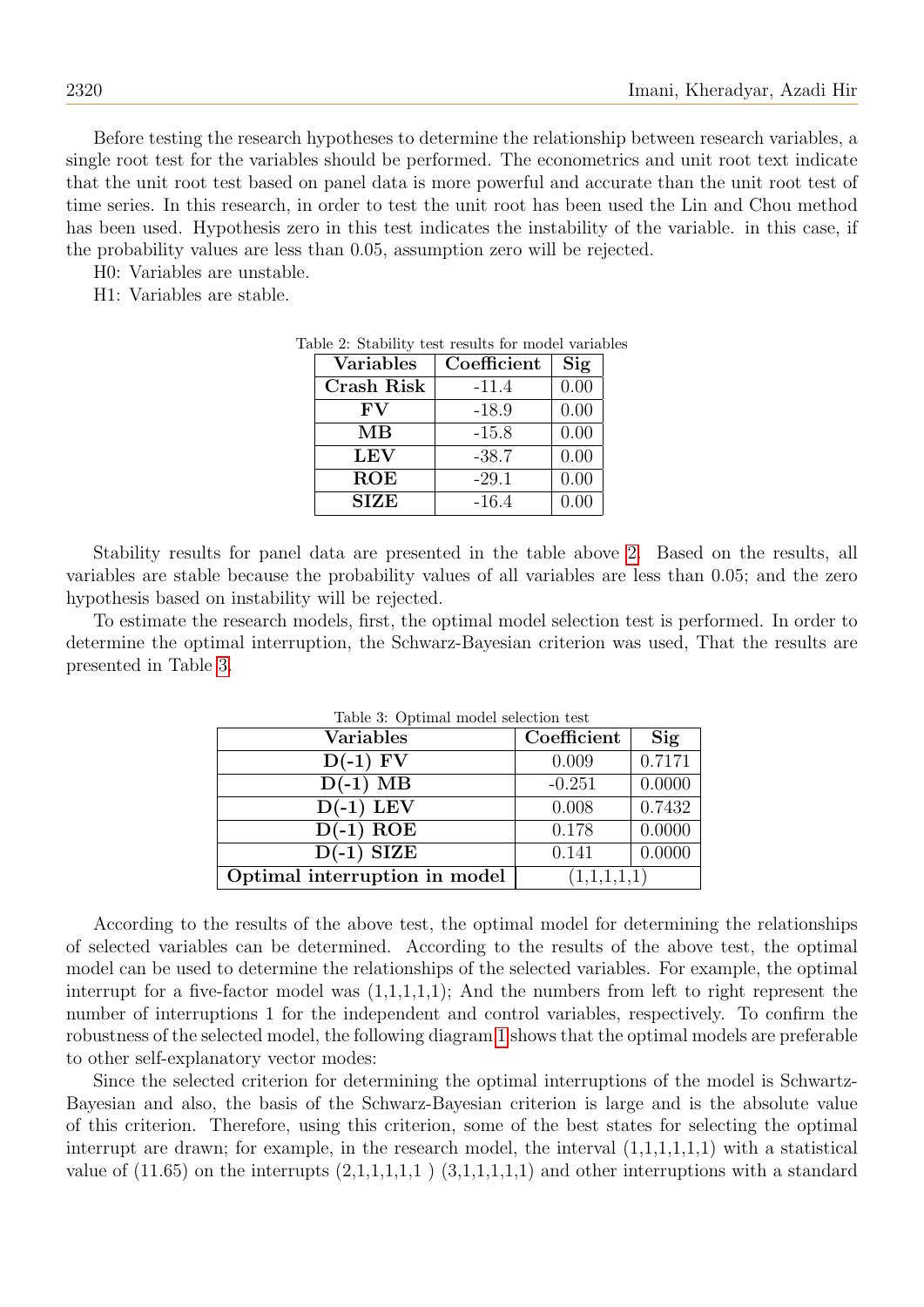Before testing the research hypotheses to determine the relationship between research variables, a single root test for the variables should be performed. The econometrics and unit root text indicate that the unit root test based on panel data is more powerful and accurate than the unit root test of time series. In this research, in order to test the unit root has been used the Lin and Chou method has been used. Hypothesis zero in this test indicates the instability of the variable. in this case, if the probability values are less than 0.05, assumption zero will be rejected.

H0: Variables are unstable.

H1: Variables are stable.

Table 2: Stability test results for model variables

| Variables | Coefficient | Sig |
|---|---|---|
| **Crash Risk** | -11.4 | 0.00 |
| **FV** | -18.9 | 0.00 |
| **MB** | -15.8 | 0.00 |
| **LEV** | -38.7 | 0.00 |
| **ROE** | -29.1 | 0.00 |
| **SIZE** | -16.4 | 0.00 |

Stability results for panel data are presented in the table above 2. Based on the results, all variables are stable because the probability values of all variables are less than 0.05; and the zero hypothesis based on instability will be rejected.

To estimate the research models, first, the optimal model selection test is performed. In order to determine the optimal interruption, the Schwarz-Bayesian criterion was used, That the results are presented in Table 3.

Table 3: Optimal model selection test

| Variables | Coefficient | Sig |
|---|---|---|
| **D(-1) FV** | 0.009 | 0.7171 |
| **D(-1) MB** | -0.251 | 0.0000 |
| **D(-1) LEV** | 0.008 | 0.7432 |
| **D(-1) ROE** | 0.178 | 0.0000 |
| **D(-1) SIZE** | 0.141 | 0.0000 |
| **Optimal interruption in model** | (1,1,1,1,1) | |

According to the results of the above test, the optimal model for determining the relationships of selected variables can be determined. According to the results of the above test, the optimal model can be used to determine the relationships of the selected variables. For example, the optimal interrupt for a five-factor model was (1,1,1,1,1); And the numbers from left to right represent the number of interruptions 1 for the independent and control variables, respectively. To confirm the robustness of the selected model, the following diagram 1 shows that the optimal models are preferable to other self-explanatory vector modes:

Since the selected criterion for determining the optimal interruptions of the model is Schwartz-Bayesian and also, the basis of the Schwarz-Bayesian criterion is large and is the absolute value of this criterion. Therefore, using this criterion, some of the best states for selecting the optimal interrupt are drawn; for example, in the research model, the interval (1,1,1,1,1,1) with a statistical value of (11.65) on the interrupts (2,1,1,1,1,1 ) (3,1,1,1,1,1) and other interruptions with a standard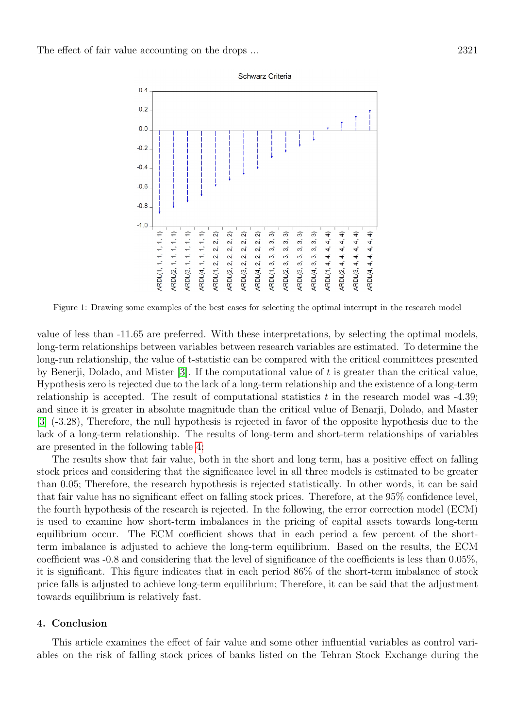Schwarz Criteria

0.4
0.2
0.0
-0.2
-0.4
-0.6
-0.8
-1.0

ARDL(1, 1, 1, 1, 1, 1)
ARDL(2, 1, 1, 1, 1, 1)
ARDL(3, 1, 1, 1, 1, 1)
ARDL(4, 1, 1, 1, 1, 1)
ARDL(1, 2, 2, 2, 2, 2)
ARDL(2, 2, 2, 2, 2, 2)
ARDL(3, 2, 2, 2, 2, 2)
ARDL(4, 2, 2, 2, 2, 2)
ARDL(1, 3, 3, 3, 3, 3)
ARDL(2, 3, 3, 3, 3, 3)
ARDL(3, 3, 3, 3, 3, 3)
ARDL(4, 3, 3, 3, 3, 3)
ARDL(1, 4, 4, 4, 4, 4)
ARDL(2, 4, 4, 4, 4, 4)
ARDL(3, 4, 4, 4, 4, 4)
ARDL(4, 4, 4, 4, 4, 4)

Figure 1: Drawing some examples of the best cases for selecting the optimal interrupt in the research model

value of less than -11.65 are preferred. With these interpretations, by selecting the optimal models, long-term relationships between variables between research variables are estimated. To determine the long-run relationship, the value of t-statistic can be compared with the critical committees presented by Benerji, Dolado, and Mister [3]. If the computational value of $t$ is greater than the critical value, Hypothesis zero is rejected due to the lack of a long-term relationship and the existence of a long-term relationship is accepted. The result of computational statistics $t$ in the research model was -4.39; and since it is greater in absolute magnitude than the critical value of Benarji, Dolado, and Master [3] (-3.28), Therefore, the null hypothesis is rejected in favor of the opposite hypothesis due to the lack of a long-term relationship. The results of long-term and short-term relationships of variables are presented in the following table 4:

The results show that fair value, both in the short and long term, has a positive effect on falling stock prices and considering that the significance level in all three models is estimated to be greater than 0.05; Therefore, the research hypothesis is rejected statistically. In other words, it can be said that fair value has no significant effect on falling stock prices. Therefore, at the 95% confidence level, the fourth hypothesis of the research is rejected. In the following, the error correction model (ECM) is used to examine how short-term imbalances in the pricing of capital assets towards long-term equilibrium occur. The ECM coefficient shows that in each period a few percent of the short-term imbalance is adjusted to achieve the long-term equilibrium. Based on the results, the ECM coefficient was -0.8 and considering that the level of significance of the coefficients is less than 0.05%, it is significant. This figure indicates that in each period 86% of the short-term imbalance of stock price falls is adjusted to achieve long-term equilibrium; Therefore, it can be said that the adjustment towards equilibrium is relatively fast.

## 4. Conclusion

This article examines the effect of fair value and some other influential variables as control variables on the risk of falling stock prices of banks listed on the Tehran Stock Exchange during the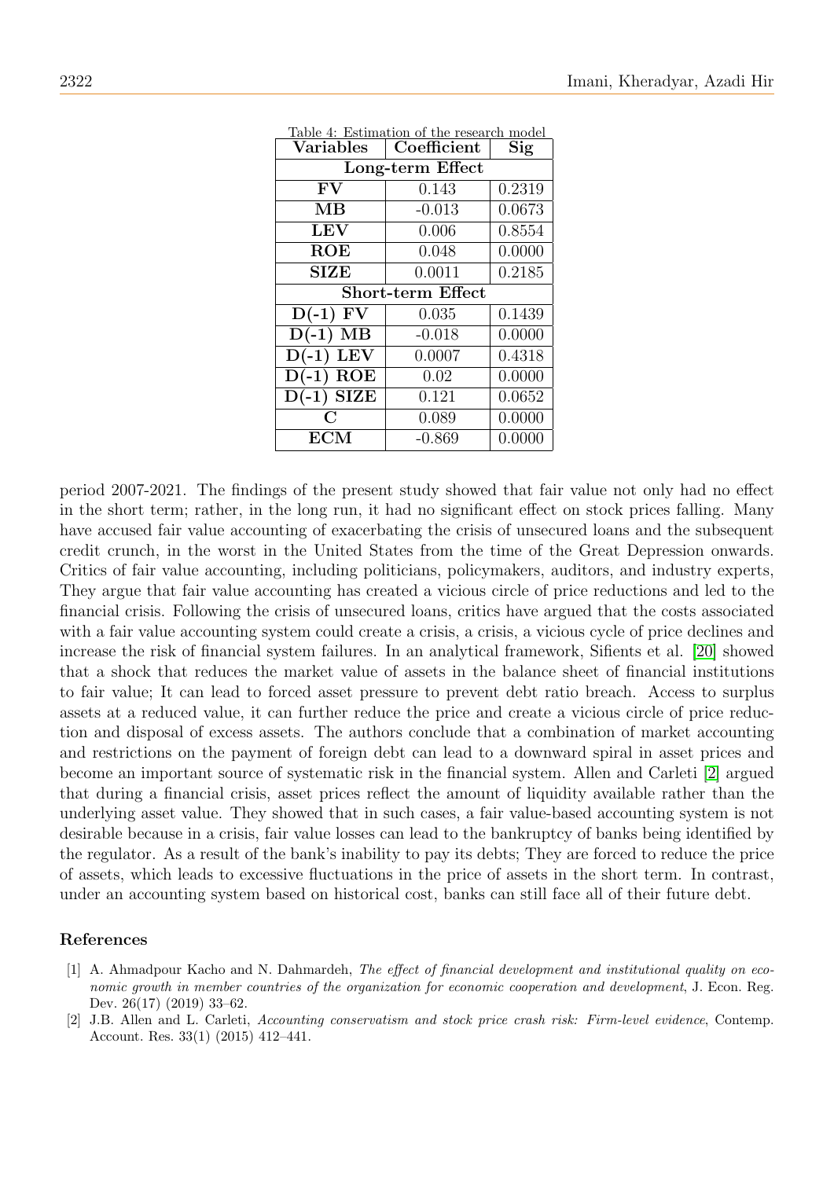Table 4: Estimation of the research model

| Variables | Coefficient | Sig |
|---|---|---|
| **Long-term Effect** | | |
| **FV** | 0.143 | 0.2319 |
| **MB** | -0.013 | 0.0673 |
| **LEV** | 0.006 | 0.8554 |
| **ROE** | 0.048 | 0.0000 |
| **SIZE** | 0.0011 | 0.2185 |
| **Short-term Effect** | | |
| **D(-1) FV** | 0.035 | 0.1439 |
| **D(-1) MB** | -0.018 | 0.0000 |
| **D(-1) LEV** | 0.0007 | 0.4318 |
| **D(-1) ROE** | 0.02 | 0.0000 |
| **D(-1) SIZE** | 0.121 | 0.0652 |
| **C** | 0.089 | 0.0000 |
| **ECM** | -0.869 | 0.0000 |

period 2007-2021. The findings of the present study showed that fair value not only had no effect in the short term; rather, in the long run, it had no significant effect on stock prices falling. Many have accused fair value accounting of exacerbating the crisis of unsecured loans and the subsequent credit crunch, in the worst in the United States from the time of the Great Depression onwards. Critics of fair value accounting, including politicians, policymakers, auditors, and industry experts, They argue that fair value accounting has created a vicious circle of price reductions and led to the financial crisis. Following the crisis of unsecured loans, critics have argued that the costs associated with a fair value accounting system could create a crisis, a crisis, a vicious cycle of price declines and increase the risk of financial system failures. In an analytical framework, Sifients et al. [20] showed that a shock that reduces the market value of assets in the balance sheet of financial institutions to fair value; It can lead to forced asset pressure to prevent debt ratio breach. Access to surplus assets at a reduced value, it can further reduce the price and create a vicious circle of price reduction and disposal of excess assets. The authors conclude that a combination of market accounting and restrictions on the payment of foreign debt can lead to a downward spiral in asset prices and become an important source of systematic risk in the financial system. Allen and Carleti [2] argued that during a financial crisis, asset prices reflect the amount of liquidity available rather than the underlying asset value. They showed that in such cases, a fair value-based accounting system is not desirable because in a crisis, fair value losses can lead to the bankruptcy of banks being identified by the regulator. As a result of the bank's inability to pay its debts; They are forced to reduce the price of assets, which leads to excessive fluctuations in the price of assets in the short term. In contrast, under an accounting system based on historical cost, banks can still face all of their future debt.

## References

[1] A. Ahmadpour Kacho and N. Dahmardeh, *The effect of financial development and institutional quality on economic growth in member countries of the organization for economic cooperation and development*, J. Econ. Reg. Dev. 26(17) (2019) 33–62.

[2] J.B. Allen and L. Carleti, *Accounting conservatism and stock price crash risk: Firm-level evidence*, Contemp. Account. Res. 33(1) (2015) 412–441.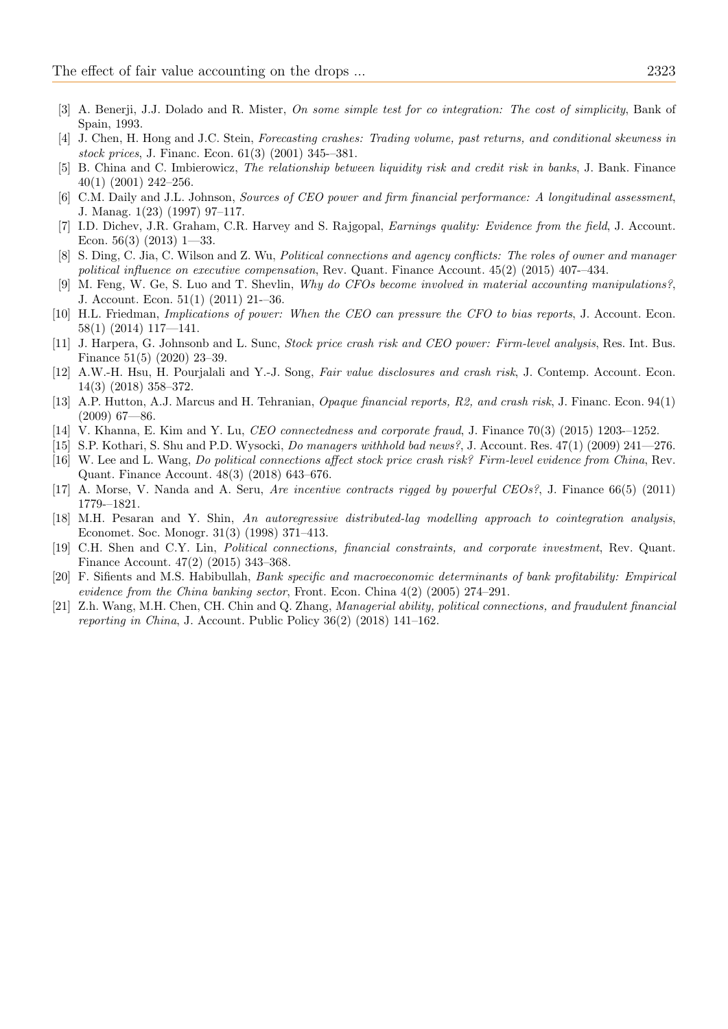[3] A. Benerji, J.J. Dolado and R. Mister, *On some simple test for co integration: The cost of simplicity*, Bank of Spain, 1993.

[4] J. Chen, H. Hong and J.C. Stein, *Forecasting crashes: Trading volume, past returns, and conditional skewness in stock prices*, J. Financ. Econ. 61(3) (2001) 345-–381.

[5] B. China and C. Imbierowicz, *The relationship between liquidity risk and credit risk in banks*, J. Bank. Finance 40(1) (2001) 242–256.

[6] C.M. Daily and J.L. Johnson, *Sources of CEO power and firm financial performance: A longitudinal assessment*, J. Manag. 1(23) (1997) 97–117.

[7] I.D. Dichev, J.R. Graham, C.R. Harvey and S. Rajgopal, *Earnings quality: Evidence from the field*, J. Account. Econ. 56(3) (2013) 1—33.

[8] S. Ding, C. Jia, C. Wilson and Z. Wu, *Political connections and agency conflicts: The roles of owner and manager political influence on executive compensation*, Rev. Quant. Finance Account. 45(2) (2015) 407-–434.

[9] M. Feng, W. Ge, S. Luo and T. Shevlin, *Why do CFOs become involved in material accounting manipulations?*, J. Account. Econ. 51(1) (2011) 21-–36.

[10] H.L. Friedman, *Implications of power: When the CEO can pressure the CFO to bias reports*, J. Account. Econ. 58(1) (2014) 117—141.

[11] J. Harpera, G. Johnsonb and L. Sunc, *Stock price crash risk and CEO power: Firm-level analysis*, Res. Int. Bus. Finance 51(5) (2020) 23–39.

[12] A.W.-H. Hsu, H. Pourjalali and Y.-J. Song, *Fair value disclosures and crash risk*, J. Contemp. Account. Econ. 14(3) (2018) 358–372.

[13] A.P. Hutton, A.J. Marcus and H. Tehranian, *Opaque financial reports, R2, and crash risk*, J. Financ. Econ. 94(1) (2009) 67—86.

[14] V. Khanna, E. Kim and Y. Lu, *CEO connectedness and corporate fraud*, J. Finance 70(3) (2015) 1203-–1252.

[15] S.P. Kothari, S. Shu and P.D. Wysocki, *Do managers withhold bad news?*, J. Account. Res. 47(1) (2009) 241—276.

[16] W. Lee and L. Wang, *Do political connections affect stock price crash risk? Firm-level evidence from China*, Rev. Quant. Finance Account. 48(3) (2018) 643–676.

[17] A. Morse, V. Nanda and A. Seru, *Are incentive contracts rigged by powerful CEOs?*, J. Finance 66(5) (2011) 1779-–1821.

[18] M.H. Pesaran and Y. Shin, *An autoregressive distributed-lag modelling approach to cointegration analysis*, Economet. Soc. Monogr. 31(3) (1998) 371–413.

[19] C.H. Shen and C.Y. Lin, *Political connections, financial constraints, and corporate investment*, Rev. Quant. Finance Account. 47(2) (2015) 343–368.

[20] F. Sifients and M.S. Habibullah, *Bank specific and macroeconomic determinants of bank profitability: Empirical evidence from the China banking sector*, Front. Econ. China 4(2) (2005) 274–291.

[21] Z.h. Wang, M.H. Chen, CH. Chin and Q. Zhang, *Managerial ability, political connections, and fraudulent financial reporting in China*, J. Account. Public Policy 36(2) (2018) 141–162.